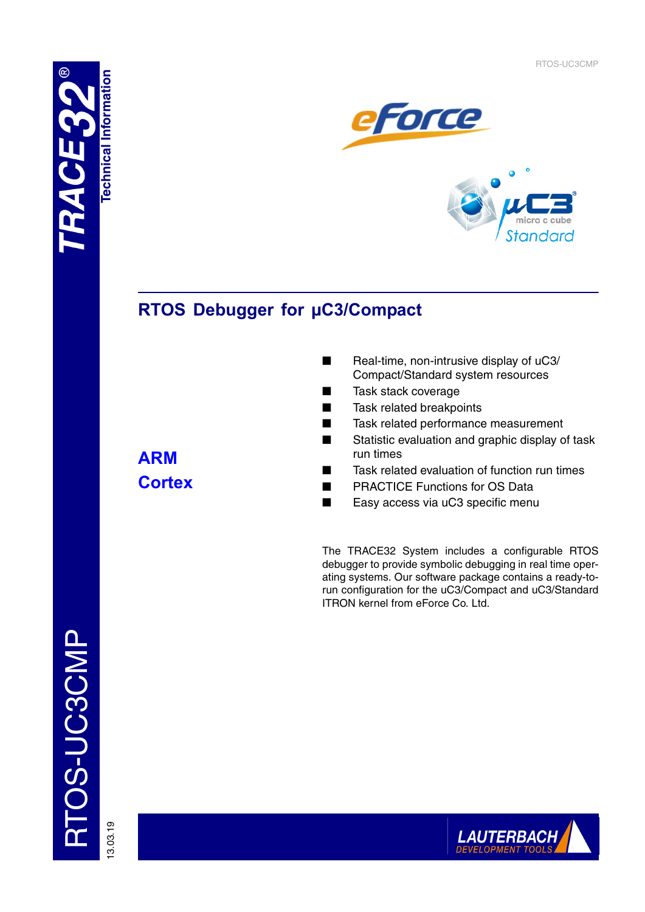# RTOS Debugger for μC3/Compact

**ARM**
**Cortex**

- Real-time, non-intrusive display of uC3/Compact/Standard system resources
- Task stack coverage
- Task related breakpoints
- Task related performance measurement
- Statistic evaluation and graphic display of task run times
- Task related evaluation of function run times
- PRACTICE Functions for OS Data
- Easy access via uC3 specific menu

The TRACE32 System includes a configurable RTOS debugger to provide symbolic debugging in real time operating systems. Our software package contains a ready-to-run configuration for the uC3/Compact and uC3/Standard ITRON kernel from eForce Co. Ltd.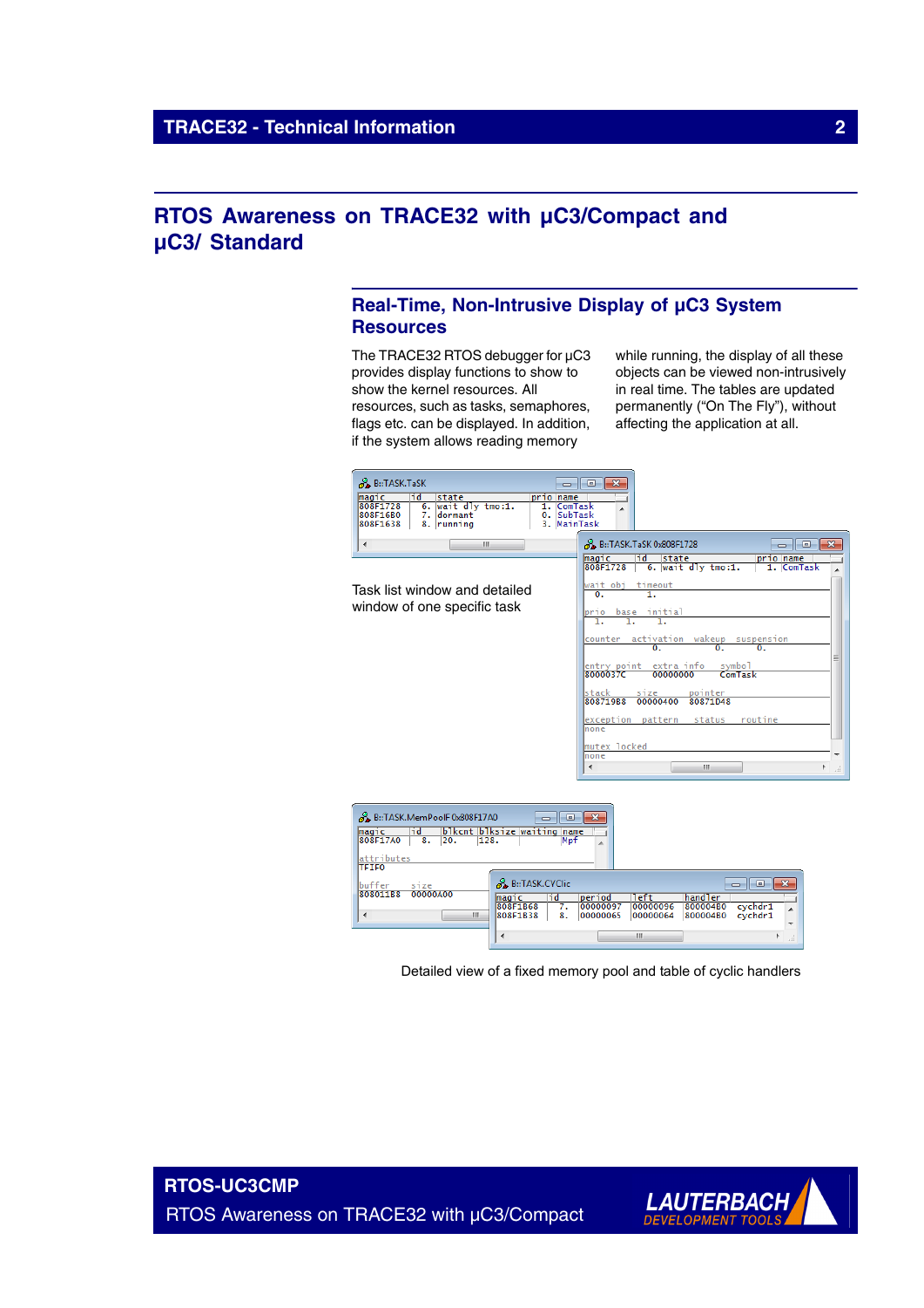# RTOS Awareness on TRACE32 with µC3/Compact and µC3/ Standard

## Real-Time, Non-Intrusive Display of µC3 System Resources

The TRACE32 RTOS debugger for µC3 provides display functions to show to show the kernel resources. All resources, such as tasks, semaphores, flags etc. can be displayed. In addition, if the system allows reading memory while running, the display of all these objects can be viewed non-intrusively in real time. The tables are updated permanently ("On The Fly"), without affecting the application at all.

Task list window and detailed window of one specific task

Detailed view of a fixed memory pool and table of cyclic handlers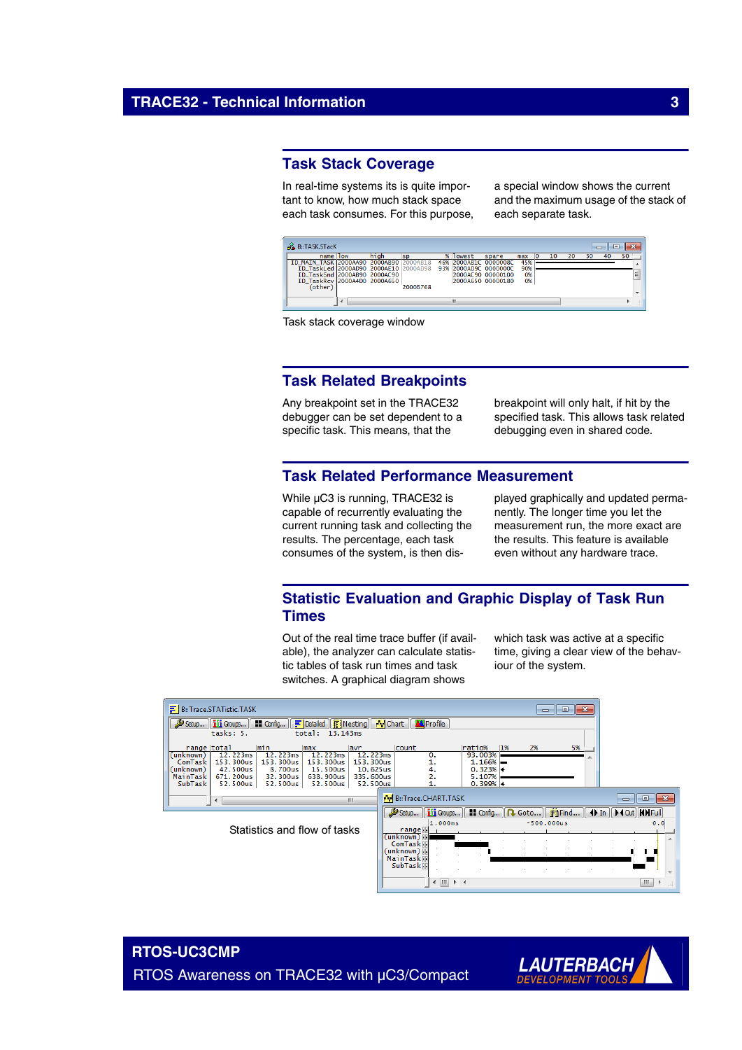## Task Stack Coverage

In real-time systems its is quite important to know, how much stack space each task consumes. For this purpose, a special window shows the current and the maximum usage of the stack of each separate task.

Task stack coverage window

## Task Related Breakpoints

Any breakpoint set in the TRACE32 debugger can be set dependent to a specific task. This means, that the breakpoint will only halt, if hit by the specified task. This allows task related debugging even in shared code.

## Task Related Performance Measurement

While µC3 is running, TRACE32 is capable of recurrently evaluating the current running task and collecting the results. The percentage, each task consumes of the system, is then displayed graphically and updated permanently. The longer time you let the measurement run, the more exact are the results. This feature is available even without any hardware trace.

## Statistic Evaluation and Graphic Display of Task Run Times

Out of the real time trace buffer (if available), the analyzer can calculate statistic tables of task run times and task switches. A graphical diagram shows which task was active at a specific time, giving a clear view of the behaviour of the system.

Statistics and flow of tasks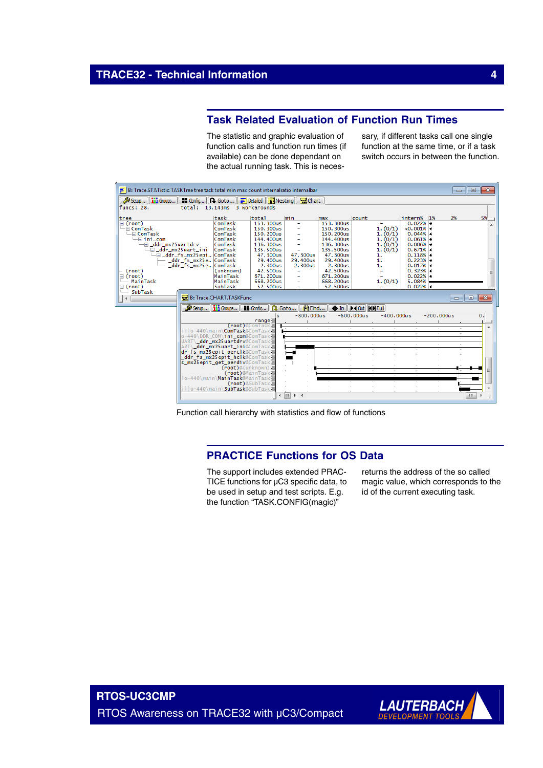## Task Related Evaluation of Function Run Times

The statistic and graphic evaluation of function calls and function run times (if available) can be done dependant on the actual running task. This is necessary, if different tasks call one single function at the same time, or if a task switch occurs in between the function.

Function call hierarchy with statistics and flow of functions

## PRACTICE Functions for OS Data

The support includes extended PRACTICE functions for µC3 specific data, to be used in setup and test scripts. E.g. the function “TASK.CONFIG(magic)” returns the address of the so called magic value, which corresponds to the id of the current executing task.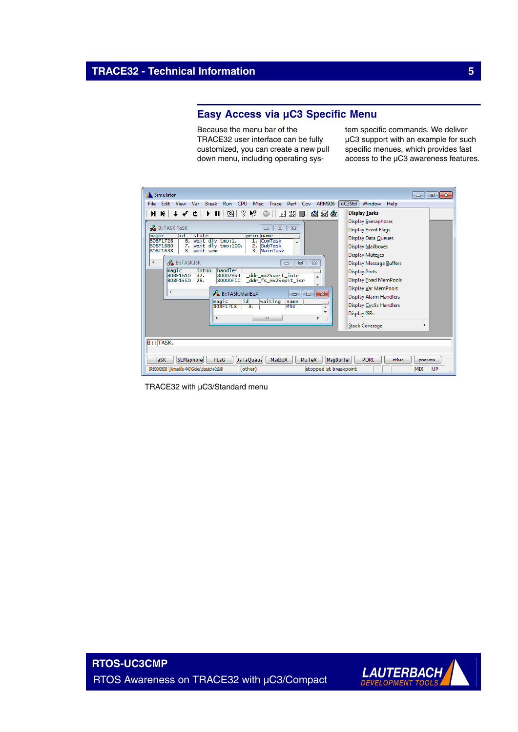## Easy Access via µC3 Specific Menu

Because the menu bar of the TRACE32 user interface can be fully customized, you can create a new pull down menu, including operating system specific commands. We deliver µC3 support with an example for such specific menues, which provides fast access to the µC3 awareness features.

TRACE32 with µC3/Standard menu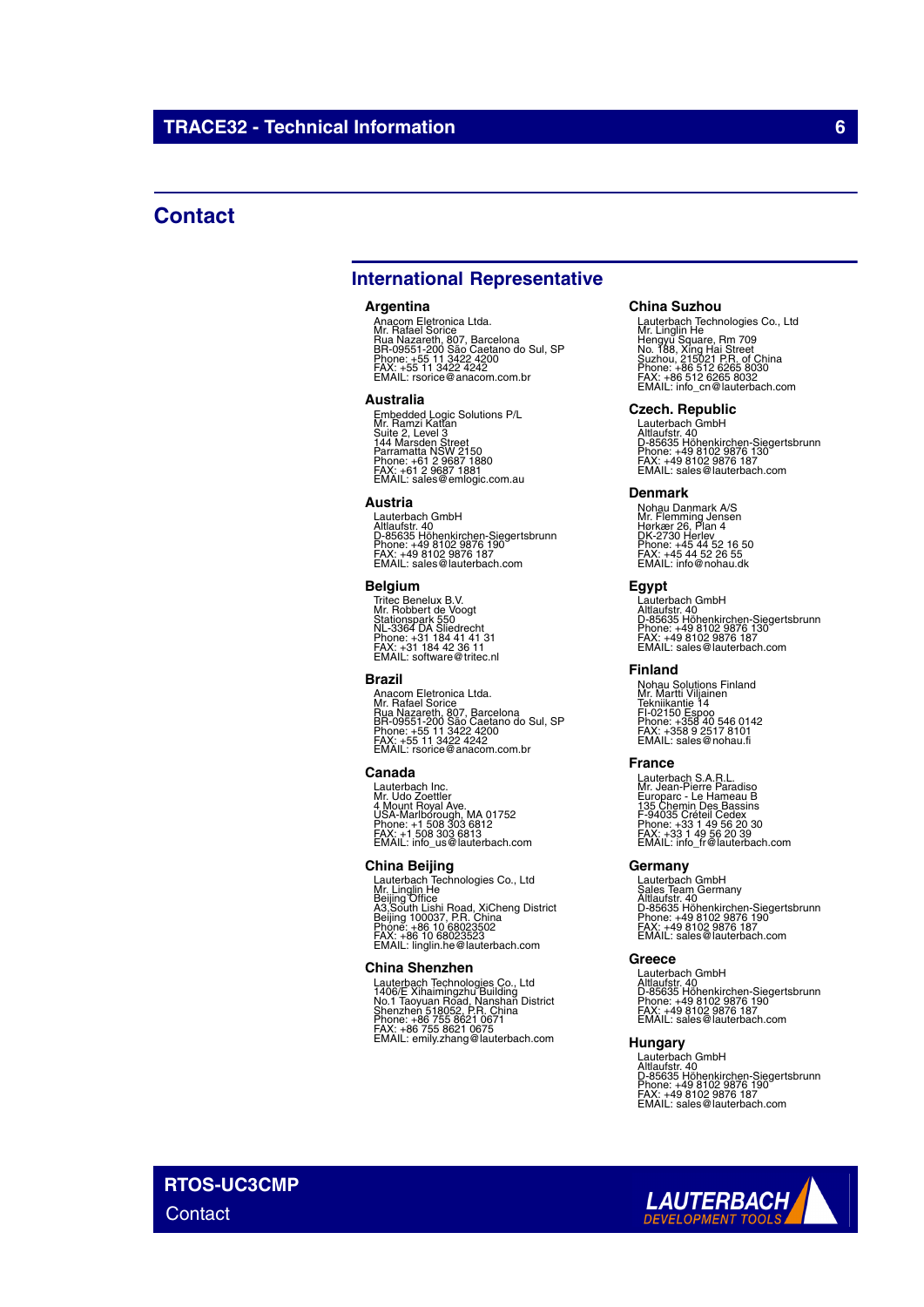# Contact

## International Representative

### Argentina

Anacom Eletronica Ltda.
Mr. Rafael Sorice
Rua Nazareth, 807, Barcelona
BR-09551-200 São Caetano do Sul, SP
Phone: +55 11 3422 4200
FAX: +55 11 3422 4242
EMAIL: rsorice@anacom.com.br

### Australia

Embedded Logic Solutions P/L
Mr. Ramzi Kattan
Suite 2, Level 3
144 Marsden Street
Parramatta NSW 2150
Phone: +61 2 9687 1880
FAX: +61 2 9687 1881
EMAIL: sales@emlogic.com.au

### Austria

Lauterbach GmbH
Altlaufstr. 40
D-85635 Höhenkirchen-Siegertsbrunn
Phone: +49 8102 9876 190
FAX: +49 8102 9876 187
EMAIL: sales@lauterbach.com

### Belgium

Tritec Benelux B.V.
Mr. Robbert de Voogt
Stationspark 550
NL-3364 DA Sliedrecht
Phone: +31 184 41 41 31
FAX: +31 184 42 36 11
EMAIL: software@tritec.nl

### Brazil

Anacom Eletronica Ltda.
Mr. Rafael Sorice
Rua Nazareth, 807, Barcelona
BR-09551-200 São Caetano do Sul, SP
Phone: +55 11 3422 4200
FAX: +55 11 3422 4242
EMAIL: rsorice@anacom.com.br

### Canada

Lauterbach Inc.
Mr. Udo Zoettler
4 Mount Royal Ave.
USA-Marlborough, MA 01752
Phone: +1 508 303 6812
FAX: +1 508 303 6813
EMAIL: info_us@lauterbach.com

### China Beijing

Lauterbach Technologies Co., Ltd
Mr. Linglin He
Beijing Office
A3,South Lishi Road, XiCheng District
Beijing 100037, P.R. China
Phone: +86 10 68023502
FAX: +86 10 68023523
EMAIL: linglin.he@lauterbach.com

### China Shenzhen

Lauterbach Technologies Co., Ltd
1406/E Xihaimingzhu Building
No.1 Taoyuan Road, Nanshan District
Shenzhen 518052, P.R. China
Phone: +86 755 8621 0671
FAX: +86 755 8621 0675
EMAIL: emily.zhang@lauterbach.com

### China Suzhou

Lauterbach Technologies Co., Ltd
Mr. Linglin He
Hengyu Square, Rm 709
No. 188, Xing Hai Street
Suzhou, 215021 P.R. of China
Phone: +86 512 6265 8030
FAX: +86 512 6265 8032
EMAIL: info_cn@lauterbach.com

### Czech. Republic

Lauterbach GmbH
Altlaufstr. 40
D-85635 Höhenkirchen-Siegertsbrunn
Phone: +49 8102 9876 130
FAX: +49 8102 9876 187
EMAIL: sales@lauterbach.com

### Denmark

Nohau Danmark A/S
Mr. Flemming Jensen
Hørkær 26, Plan 4
DK-2730 Herlev
Phone: +45 44 52 16 50
FAX: +45 44 52 26 55
EMAIL: info@nohau.dk

### Egypt

Lauterbach GmbH
Altlaufstr. 40
D-85635 Höhenkirchen-Siegertsbrunn
Phone: +49 8102 9876 130
FAX: +49 8102 9876 187
EMAIL: sales@lauterbach.com

### Finland

Nohau Solutions Finland
Mr. Martti Viljainen
Tekniikantie 14
FI-02150 Espoo
Phone: +358 40 546 0142
FAX: +358 9 2517 8101
EMAIL: sales@nohau.fi

### France

Lauterbach S.A.R.L.
Mr. Jean-Pierre Paradiso
Europarc - Le Hameau B
135 Chemin Des Bassins
F-94035 Créteil Cedex
Phone: +33 1 49 56 20 30
FAX: +33 1 49 56 20 39
EMAIL: info_fr@lauterbach.com

### Germany

Lauterbach GmbH
Sales Team Germany
Altlaufstr. 40
D-85635 Höhenkirchen-Siegertsbrunn
Phone: +49 8102 9876 190
FAX: +49 8102 9876 187
EMAIL: sales@lauterbach.com

### Greece

Lauterbach GmbH
Altlaufstr. 40
D-85635 Höhenkirchen-Siegertsbrunn
Phone: +49 8102 9876 190
FAX: +49 8102 9876 187
EMAIL: sales@lauterbach.com

### Hungary

Lauterbach GmbH
Altlaufstr. 40
D-85635 Höhenkirchen-Siegertsbrunn
Phone: +49 8102 9876 190
FAX: +49 8102 9876 187
EMAIL: sales@lauterbach.com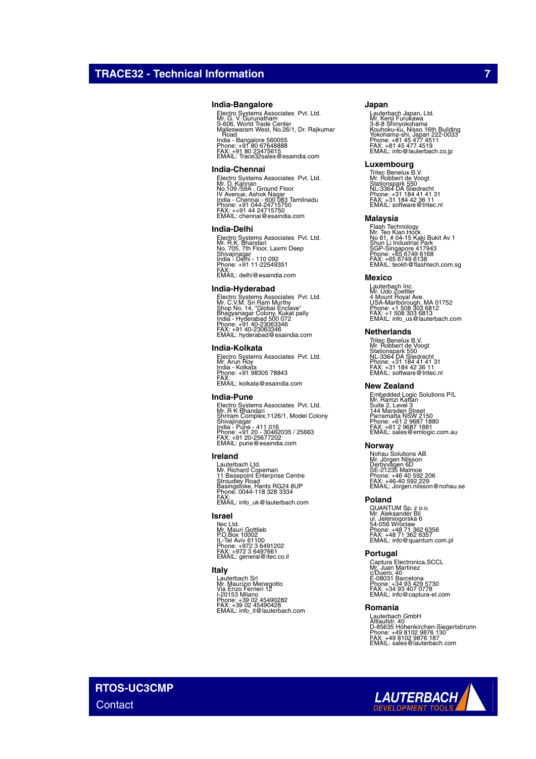## India-Bangalore

Electro Systems Associates Pvt. Ltd.
Mr. G. V. Gurunatham
S-606, World Trade Center
Malleswaram West, No.26/1, Dr. Rajkumar Road
India - Bangalore 560055
Phone: +91 80 67648888
FAX: +91 80 23475615
EMAIL: Trace32sales@esaindia.com

## India-Chennai

Electro Systems Associates Pvt. Ltd.
Mr. D. Kannan
No.109 /59A , Ground Floor
IV Avenue, Ashok Nagar
India - Chennai - 600 083 Tamilnadu
Phone: +91 044-24715750
FAX: ++91 44 24715750
EMAIL: chennai@esaindia.com

## India-Delhi

Electro Systems Associates Pvt. Ltd.
Mr. R.K. Bhandari
No. 705, 7th Floor, Laxmi Deep
Shivajinagar
India - Delhi - 110 092
Phone: +91 11-22549351
FAX:
EMAIL: delhi@esaindia.com

## India-Hyderabad

Electro Systems Associates Pvt. Ltd.
Mr. C.V.M. Sri Ram Murthy
Shop No. 14, "Global Enclave"
Bhagyanagar Colony, Kukat pally
India - Hyderabad 500 072
Phone: +91 40-23063346
FAX: +91 40-23063346
EMAIL: hyderabad@esaindia.com

## India-Kolkata

Electro Systems Associates Pvt. Ltd.
Mr. Arun Roy
India - Kolkata
Phone: +91 98305 78843
FAX:
EMAIL: kolkata@esaindia.com

## India-Pune

Electro Systems Associates Pvt. Ltd.
Mr. R K Bhandari
Shriram Complex,1126/1, Model Colony
Shivajinagar
India - Pune - 411 016
Phone: +91 20 - 30462035 / 25663
FAX: +91 20-25677202
EMAIL: pune@esaindia.com

## Ireland

Lauterbach Ltd.
Mr. Richard Copeman
11 Basepoint Enterprise Centre
Stroudley Road
Basingstoke, Hants RG24 8UP
Phone: 0044-118 328 3334
FAX:
EMAIL: info_uk@lauterbach.com

## Israel

Itec Ltd.
Mr. Mauri Gottlieb
P.O.Box 10002
IL-Tel Aviv 61100
Phone: +972 3 6491202
FAX: +972 3 6497661
EMAIL: general@itec.co.il

## Italy

Lauterbach Srl
Mr. Maurizio Menegotto
Via Enzo Ferrieri 12
I-20153 Milano
Phone: +39 02 45490282
FAX: +39 02 45490428
EMAIL: info_it@lauterbach.com

## Japan

Lauterbach Japan, Ltd.
Mr. Kenji Furukawa
3-8-8 Shinyokohama
Kouhoku-ku, Nisso 16th Building
Yokohama-shi, Japan 222-0033
Phone: +81 45 477 4511
FAX: +81 45 477 4519
EMAIL: info@lauterbach.co.jp

## Luxembourg

Tritec Benelux B.V.
Mr. Robbert de Voogt
Stationspark 550
NL-3364 DA Sliedrecht
Phone: +31 184 41 41 31
FAX: +31 184 42 36 11
EMAIL: software@tritec.nl

## Malaysia

Flash Technology
Mr. Teo Kian Hock
No 61, # 04-15 Kaki Bukit Av 1
Shun Li Industrial Park
SGP-Singapore 417943
Phone: +65 6749 6168
FAX: +65 6749 6138
EMAIL: teokh@flashtech.com.sg

## Mexico

Lauterbach Inc.
Mr. Udo Zoettler
4 Mount Royal Ave.
USA-Marlborough, MA 01752
Phone: +1 508 303 6812
FAX: +1 508 303 6813
EMAIL: info_us@lauterbach.com

## Netherlands

Tritec Benelux B.V.
Mr. Robbert de Voogt
Stationspark 550
NL-3364 DA Sliedrecht
Phone: +31 184 41 41 31
FAX: +31 184 42 36 111
EMAIL: software@tritec.nl

## New Zealand

Embedded Logic Solutions P/L
Mr. Ramzi Kattan
Suite 2, Level 3
144 Marsden Street
Parramatta NSW 2150
Phone: +61 2 9687 1880
FAX: +61 2 9687 1881
EMAIL: sales@emlogic.com.au

## Norway

Nohau Solutions AB
Mr. Jörgen Nilsson
Derbyvägen 6D
SE-21235 Malmoe
Phone: +46 40 592 206
FAX: +46-40 592 229
EMAIL: Jorgen.nilsson@nohau.se

## Poland

QUANTUM Sp. z o.o.
Mr. Aleksander Bil
ul. Jeleniogorska 6
54-056 Wroclaw
Phone: +48 71 362 6356
FAX: +48 71 362 6357
EMAIL: info@quantum.com.pl

## Portugal

Captura Electronica,SCCL
Mr. Juan Martinez
c/Duero, 40
E-08031 Barcelona
Phone: +34 93 429 5730
FAX: +34 93 407 0778
EMAIL: info@captura-el.com

## Romania

Lauterbach GmbH
Altlaufstr. 40
D-85635 Höhenkirchen-Siegertsbrunn
Phone: +49 8102 9876 130
FAX: +49 8102 9876 187
EMAIL: sales@lauterbach.com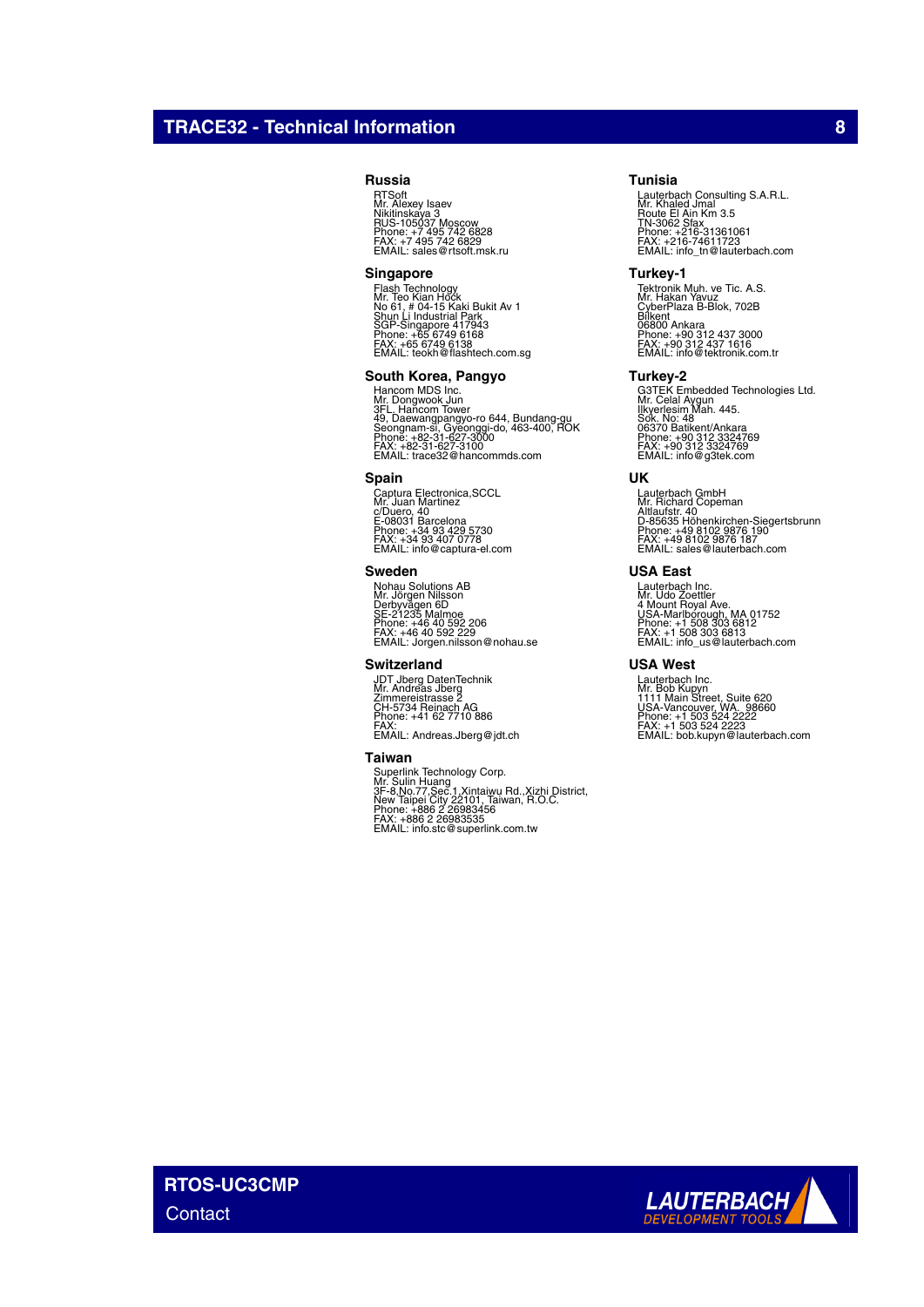## Russia

RTSoft
Mr. Alexey Isaev
Nikitinskaya 3
RUS-105037 Moscow
Phone: +7 495 742 6828
FAX: +7 495 742 6829
EMAIL: sales@rtsoft.msk.ru

## Singapore

Flash Technology
Mr. Teo Kian Hock
No 61, # 04-15 Kaki Bukit Av 1
Shun Li Industrial Park
SGP-Singapore 417943
Phone: +65 6749 6168
FAX: +65 6749 6138
EMAIL: teokh@flashtech.com.sg

## South Korea, Pangyo

Hancom MDS Inc.
Mr. Dongwook Jun
3FL, Hancom Tower
49, Daewangpangyo-ro 644, Bundang-gu
Seongnam-si, Gyeonggi-do, 463-400, ROK
Phone: +82-31-627-3000
FAX: +82-31-627-3100
EMAIL: trace32@hancommds.com

## Spain

Captura Electronica,SCCL
Mr. Juan Martinez
c/Duero, 40
E-08031 Barcelona
Phone: +34 93 429 5730
FAX: +34 93 407 0778
EMAIL: info@captura-el.com

## Sweden

Nohau Solutions AB
Mr. Jörgen Nilsson
Derbyvägen 6D
SE-21235 Malmoe
Phone: +46 40 592 206
FAX: +46 40 592 229
EMAIL: Jorgen.nilsson@nohau.se

## Switzerland

JDT Jberg DatenTechnik
Mr. Andreas Jberg
Zimmereistrasse 2
CH-5734 Reinach AG
Phone: +41 62 7710 886
FAX:
EMAIL: Andreas.Jberg@jdt.ch

## Taiwan

Superlink Technology Corp.
Mr. Sulin Huang
3F-8,No.77,Sec.1,Xintaiwu Rd.,Xizhi District,
New Taipei City 22101, Taiwan, R.O.C.
Phone: +886 2 26983456
FAX: +886 2 26983535
EMAIL: info.stc@superlink.com.tw

## Tunisia

Lauterbach Consulting S.A.R.L.
Mr. Khaled Jmal
Route El Ain Km 3.5
TN-3062 Sfax
Phone: +216-31361061
FAX: +216-74611723
EMAIL: info_tn@lauterbach.com

## Turkey-1

Tektronik Muh. ve Tic. A.S.
Mr. Hakan Yavuz
CyberPlaza B-Blok, 702B
Bilkent
06800 Ankara
Phone: +90 312 437 3000
FAX: +90 312 437 1616
EMAIL: info@tektronik.com.tr

## Turkey-2

G3TEK Embedded Technologies Ltd.
Mr. Celal Aygun
Ilkyerlesim Mah. 445.
Sok. No: 48
06370 Batikent/Ankara
Phone: +90 312 3324769
FAX: +90 312 3324769
EMAIL: info@g3tek.com

## UK

Lauterbach GmbH
Mr. Richard Copeman
Altlaufstr. 40
D-85635 Höhenkirchen-Siegertsbrunn
Phone: +49 8102 9876 190
FAX: +49 8102 9876 187
EMAIL: sales@lauterbach.com

## USA East

Lauterbach Inc.
Mr. Udo Zoettler
4 Mount Royal Ave.
USA-Marlborough, MA 01752
Phone: +1 508 303 6812
FAX: +1 508 303 6813
EMAIL: info_us@lauterbach.com

## USA West

Lauterbach Inc.
Mr. Bob Kupyn
1111 Main Street, Suite 620
USA-Vancouver, WA. 98660
Phone: +1 503 524 2222
FAX: +1 503 524 2223
EMAIL: bob.kupyn@lauterbach.com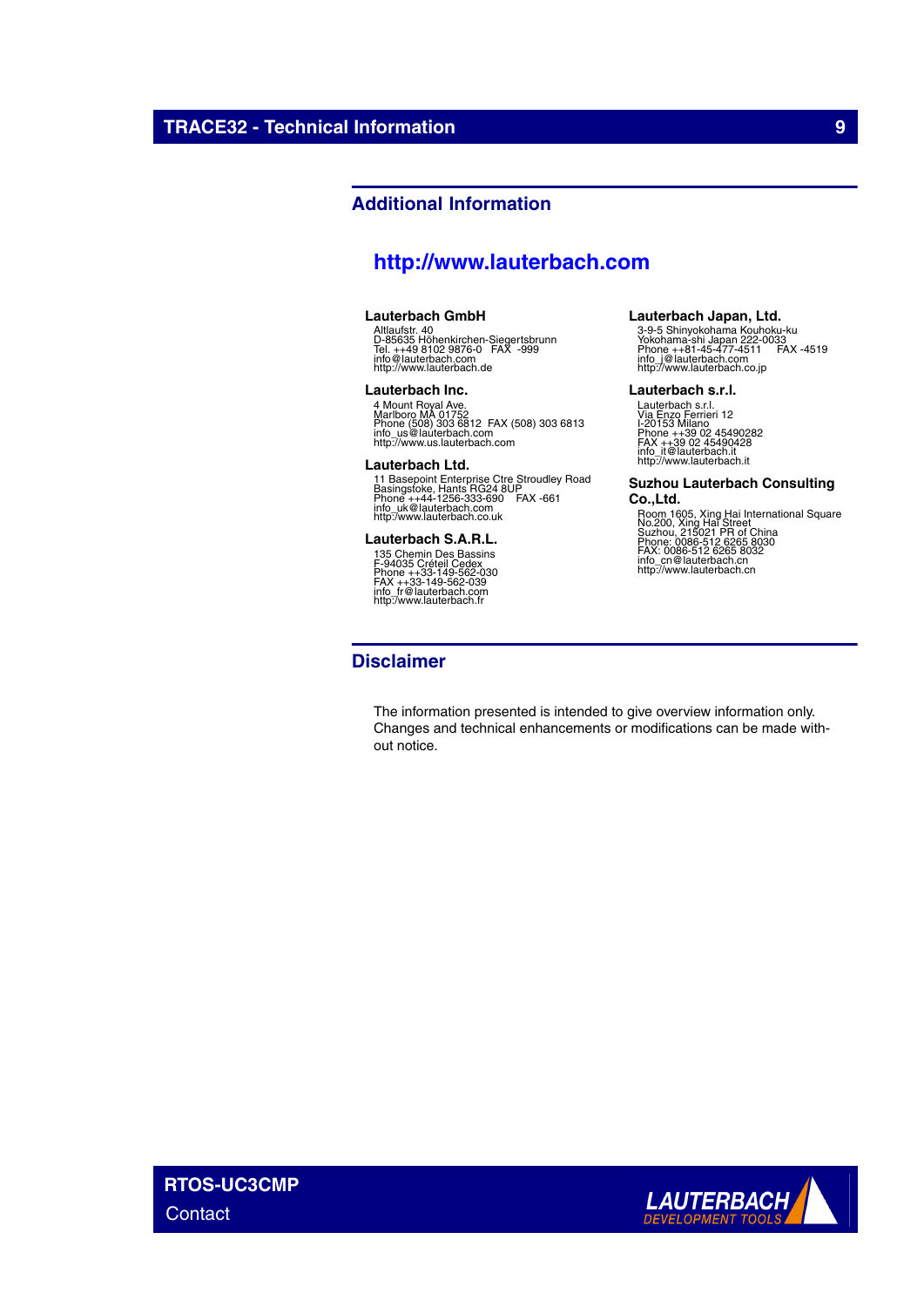## Additional Information

**http://www.lauterbach.com**

**Lauterbach GmbH**
Altlaufstr. 40
D-85635 Höhenkirchen-Siegertsbrunn
Tel. ++49 8102 9876-0 FAX -999
info@lauterbach.com
http://www.lauterbach.de

**Lauterbach Inc.**
4 Mount Royal Ave.
Marlboro MA 01752
Phone (508) 303 6812 FAX (508) 303 6813
info_us@lauterbach.com
http://www.us.lauterbach.com

**Lauterbach Ltd.**
11 Basepoint Enterprise Ctre Stroudley Road
Basingstoke, Hants RG24 8UP
Phone ++44-1256-333-690 FAX -661
info_uk@lauterbach.com
http://www.lauterbach.co.uk

**Lauterbach S.A.R.L.**
135 Chemin Des Bassins
F-94035 Créteil Cedex
Phone ++33-149-562-030
FAX ++33-149-562-039
info_fr@lauterbach.com
http://www.lauterbach.fr

**Lauterbach Japan, Ltd.**
3-9-5 Shinyokohama Kouhoku-ku
Yokohama-shi Japan 222-0033
Phone ++81-45-477-4511 FAX -4519
info_j@lauterbach.com
http://www.lauterbach.co.jp

**Lauterbach s.r.l.**
Lauterbach s.r.l.
Via Enzo Ferrieri 12
I-20153 Milano
Phone ++39 02 45490282
FAX ++39 02 45490428
info_it@lauterbach.it
http://www.lauterbach.it

**Suzhou Lauterbach Consulting Co.,Ltd.**
Room 1605, Xing Hai International Square
No.200, Xing Hai Street
Suzhou, 215021 PR of China
Phone: 0086-512 6265 8030
FAX: 0086-512 6265 8032
info_cn@lauterbach.cn
http://www.lauterbach.cn

## Disclaimer

The information presented is intended to give overview information only. Changes and technical enhancements or modifications can be made without notice.